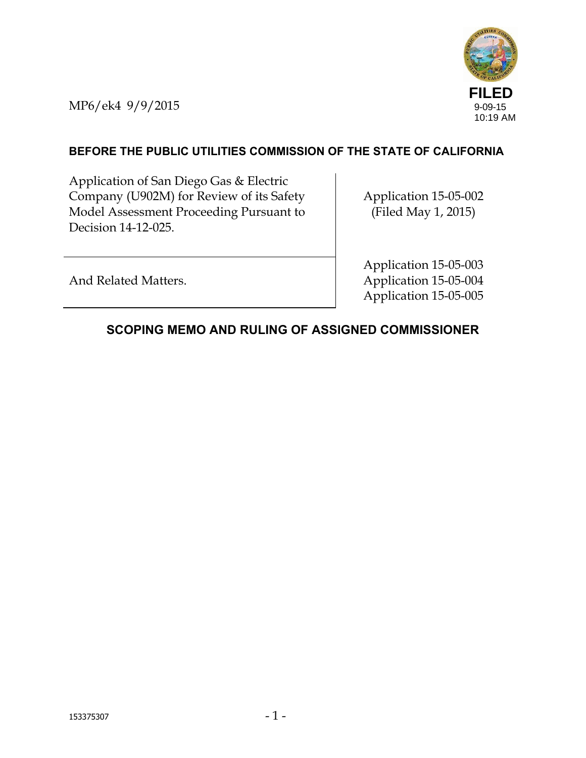MP6/ek4 9/9/2015

**FILED**
9-09-15
10:19 AM

**BEFORE THE PUBLIC UTILITIES COMMISSION OF THE STATE OF CALIFORNIA**

| | |
|---|---|
| Application of San Diego Gas & Electric Company (U902M) for Review of its Safety Model Assessment Proceeding Pursuant to Decision 14-12-025. | Application 15-05-002 (Filed May 1, 2015) |
| And Related Matters. | Application 15-05-003<br>Application 15-05-004<br>Application 15-05-005 |

## SCOPING MEMO AND RULING OF ASSIGNED COMMISSIONER

153375307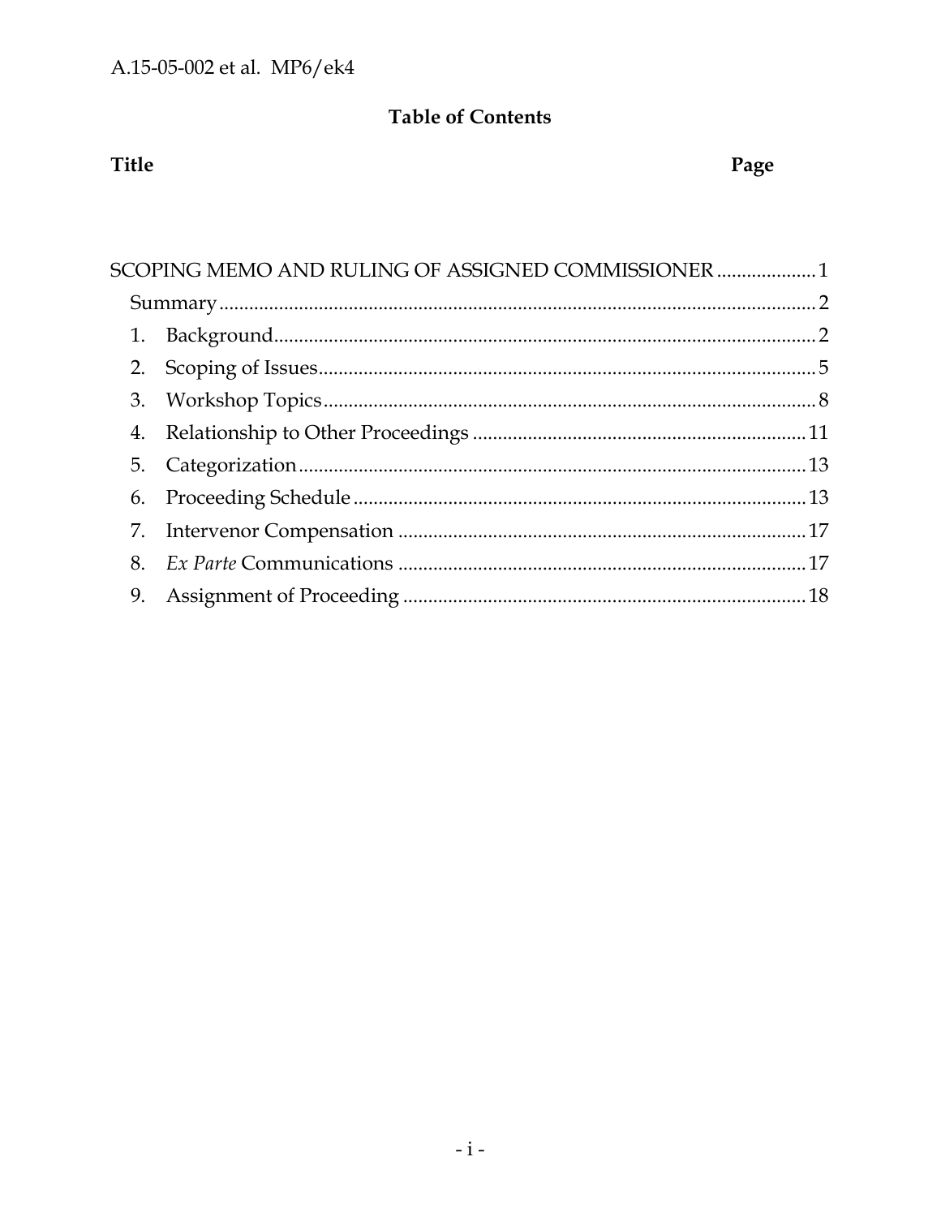# Table of Contents

| Title | Page |
|---|---|
| SCOPING MEMO AND RULING OF ASSIGNED COMMISSIONER | 1 |
| Summary | 2 |
| 1. Background | 2 |
| 2. Scoping of Issues | 5 |
| 3. Workshop Topics | 8 |
| 4. Relationship to Other Proceedings | 11 |
| 5. Categorization | 13 |
| 6. Proceeding Schedule | 13 |
| 7. Intervenor Compensation | 17 |
| 8. *Ex Parte* Communications | 17 |
| 9. Assignment of Proceeding | 18 |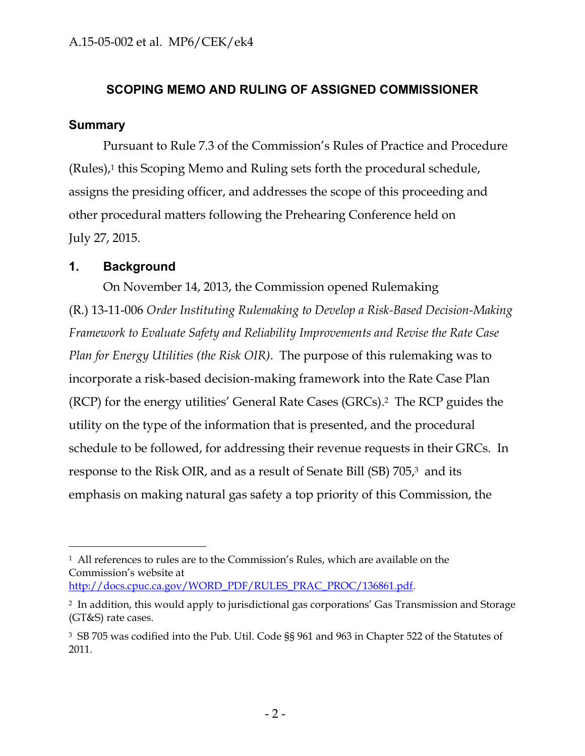## SCOPING MEMO AND RULING OF ASSIGNED COMMISSIONER

### Summary

Pursuant to Rule 7.3 of the Commission's Rules of Practice and Procedure (Rules),[1] this Scoping Memo and Ruling sets forth the procedural schedule, assigns the presiding officer, and addresses the scope of this proceeding and other procedural matters following the Prehearing Conference held on July 27, 2015.

### 1. Background

On November 14, 2013, the Commission opened Rulemaking (R.) 13-11-006 *Order Instituting Rulemaking to Develop a Risk-Based Decision-Making Framework to Evaluate Safety and Reliability Improvements and Revise the Rate Case Plan for Energy Utilities (the Risk OIR)*. The purpose of this rulemaking was to incorporate a risk-based decision-making framework into the Rate Case Plan (RCP) for the energy utilities' General Rate Cases (GRCs).[2] The RCP guides the utility on the type of the information that is presented, and the procedural schedule to be followed, for addressing their revenue requests in their GRCs. In response to the Risk OIR, and as a result of Senate Bill (SB) 705,[3] and its emphasis on making natural gas safety a top priority of this Commission, the

---

[1] All references to rules are to the Commission's Rules, which are available on the Commission's website at http://docs.cpuc.ca.gov/WORD_PDF/RULES_PRAC_PROC/136861.pdf.

[2] In addition, this would apply to jurisdictional gas corporations' Gas Transmission and Storage (GT&S) rate cases.

[3] SB 705 was codified into the Pub. Util. Code §§ 961 and 963 in Chapter 522 of the Statutes of 2011.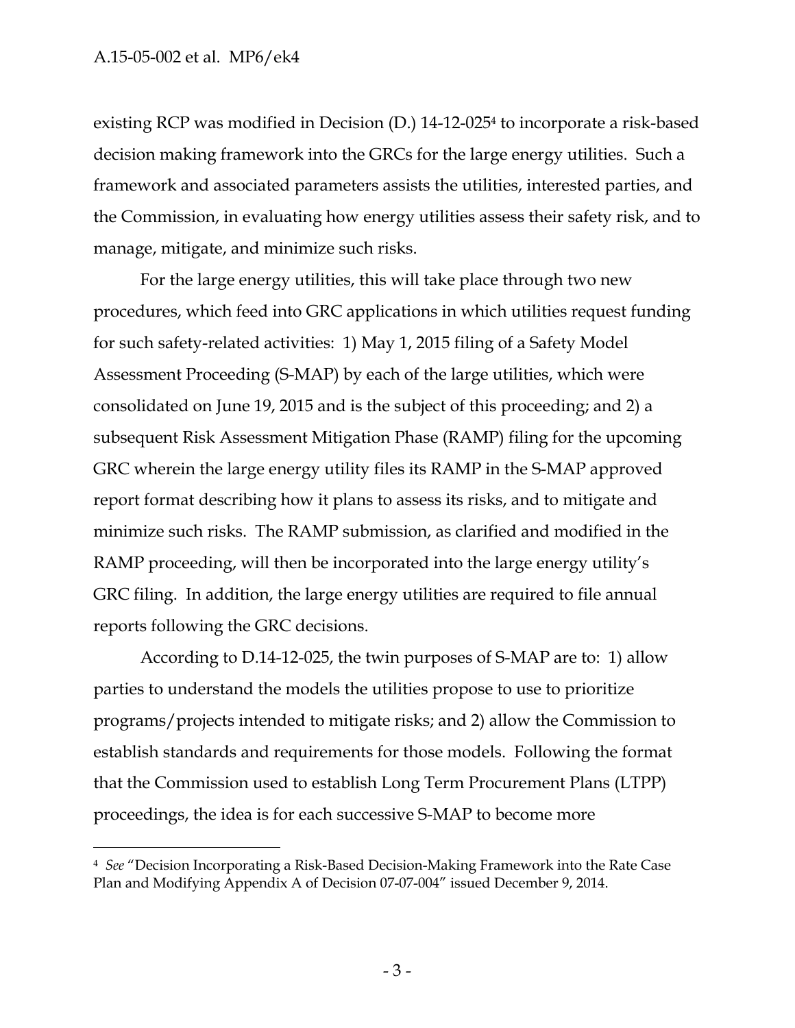existing RCP was modified in Decision (D.) 14-12-025[4] to incorporate a risk-based decision making framework into the GRCs for the large energy utilities. Such a framework and associated parameters assists the utilities, interested parties, and the Commission, in evaluating how energy utilities assess their safety risk, and to manage, mitigate, and minimize such risks.

For the large energy utilities, this will take place through two new procedures, which feed into GRC applications in which utilities request funding for such safety-related activities: 1) May 1, 2015 filing of a Safety Model Assessment Proceeding (S-MAP) by each of the large utilities, which were consolidated on June 19, 2015 and is the subject of this proceeding; and 2) a subsequent Risk Assessment Mitigation Phase (RAMP) filing for the upcoming GRC wherein the large energy utility files its RAMP in the S-MAP approved report format describing how it plans to assess its risks, and to mitigate and minimize such risks. The RAMP submission, as clarified and modified in the RAMP proceeding, will then be incorporated into the large energy utility's GRC filing. In addition, the large energy utilities are required to file annual reports following the GRC decisions.

According to D.14-12-025, the twin purposes of S-MAP are to: 1) allow parties to understand the models the utilities propose to use to prioritize programs/projects intended to mitigate risks; and 2) allow the Commission to establish standards and requirements for those models. Following the format that the Commission used to establish Long Term Procurement Plans (LTPP) proceedings, the idea is for each successive S-MAP to become more

---

[4] *See* "Decision Incorporating a Risk-Based Decision-Making Framework into the Rate Case Plan and Modifying Appendix A of Decision 07-07-004" issued December 9, 2014.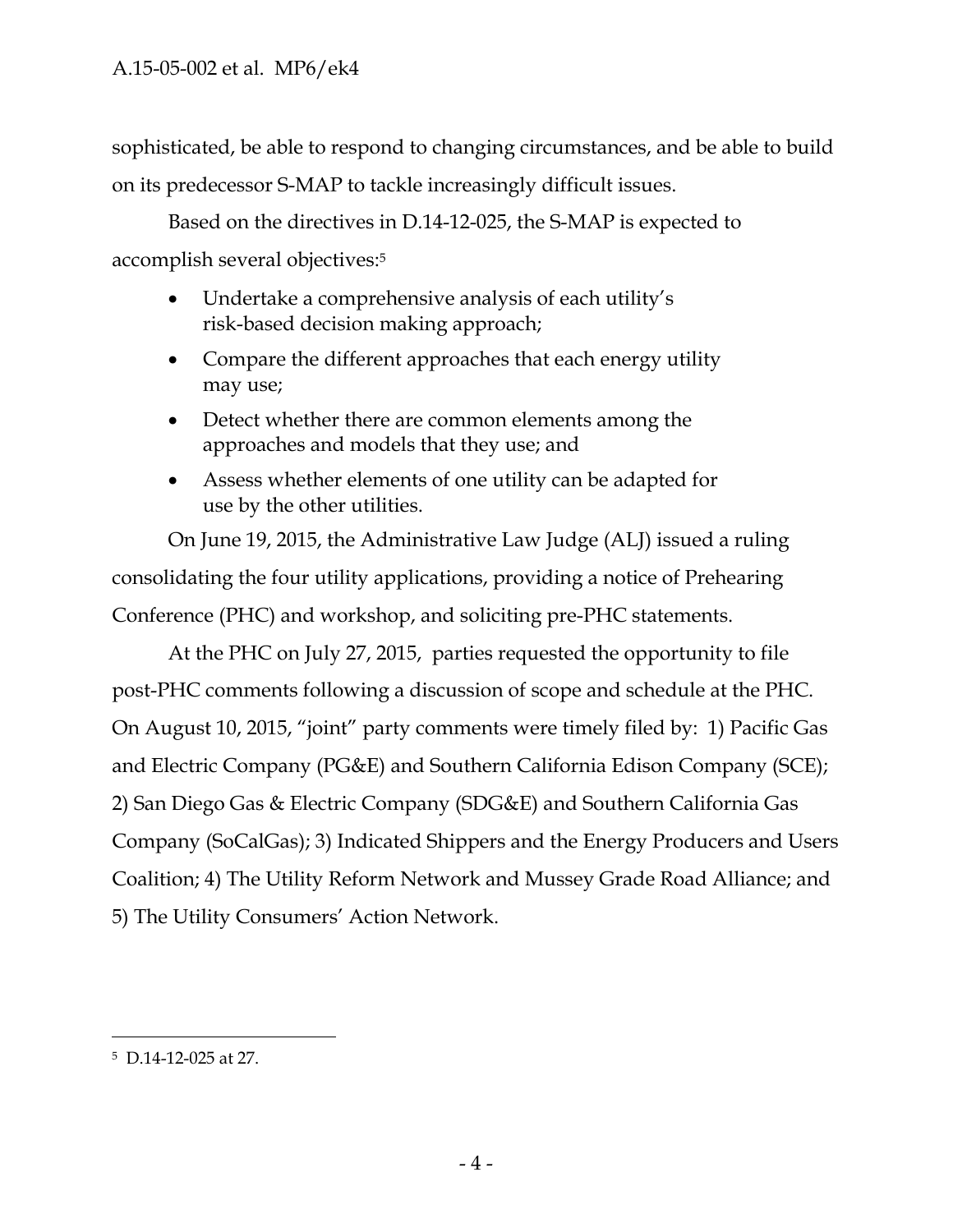sophisticated, be able to respond to changing circumstances, and be able to build on its predecessor S-MAP to tackle increasingly difficult issues.

Based on the directives in D.14-12-025, the S-MAP is expected to accomplish several objectives:[5]

- Undertake a comprehensive analysis of each utility's risk-based decision making approach;
- Compare the different approaches that each energy utility may use;
- Detect whether there are common elements among the approaches and models that they use; and
- Assess whether elements of one utility can be adapted for use by the other utilities.

On June 19, 2015, the Administrative Law Judge (ALJ) issued a ruling consolidating the four utility applications, providing a notice of Prehearing Conference (PHC) and workshop, and soliciting pre-PHC statements.

At the PHC on July 27, 2015, parties requested the opportunity to file post-PHC comments following a discussion of scope and schedule at the PHC. On August 10, 2015, "joint" party comments were timely filed by: 1) Pacific Gas and Electric Company (PG&E) and Southern California Edison Company (SCE); 2) San Diego Gas & Electric Company (SDG&E) and Southern California Gas Company (SoCalGas); 3) Indicated Shippers and the Energy Producers and Users Coalition; 4) The Utility Reform Network and Mussey Grade Road Alliance; and 5) The Utility Consumers' Action Network.

---

[5] D.14-12-025 at 27.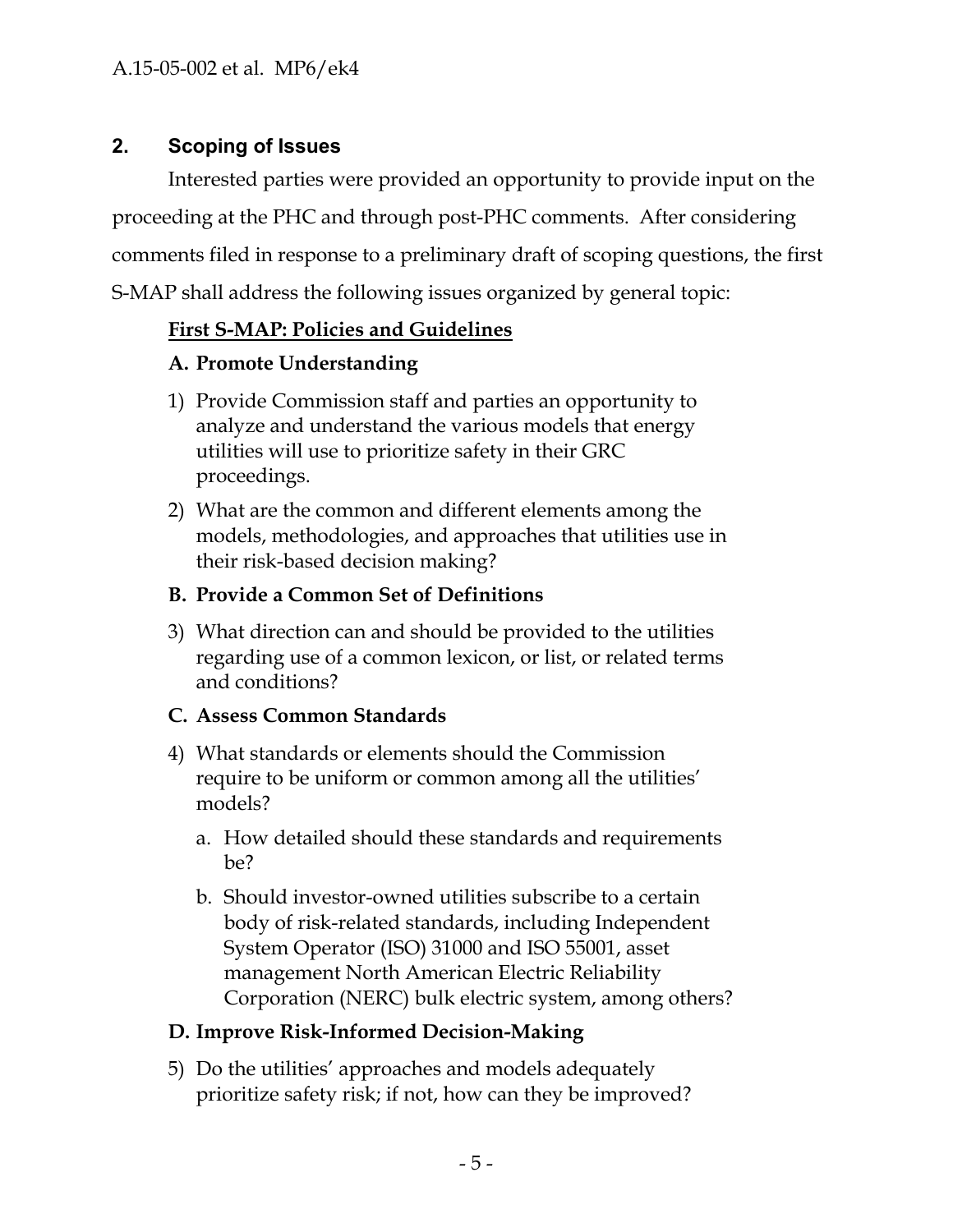## 2. Scoping of Issues

Interested parties were provided an opportunity to provide input on the proceeding at the PHC and through post-PHC comments. After considering comments filed in response to a preliminary draft of scoping questions, the first S-MAP shall address the following issues organized by general topic:

**First S-MAP: Policies and Guidelines**

**A. Promote Understanding**

1) Provide Commission staff and parties an opportunity to analyze and understand the various models that energy utilities will use to prioritize safety in their GRC proceedings.
2) What are the common and different elements among the models, methodologies, and approaches that utilities use in their risk-based decision making?

**B. Provide a Common Set of Definitions**

3) What direction can and should be provided to the utilities regarding use of a common lexicon, or list, or related terms and conditions?

**C. Assess Common Standards**

4) What standards or elements should the Commission require to be uniform or common among all the utilities' models?
   a. How detailed should these standards and requirements be?
   b. Should investor-owned utilities subscribe to a certain body of risk-related standards, including Independent System Operator (ISO) 31000 and ISO 55001, asset management North American Electric Reliability Corporation (NERC) bulk electric system, among others?

**D. Improve Risk-Informed Decision-Making**

5) Do the utilities' approaches and models adequately prioritize safety risk; if not, how can they be improved?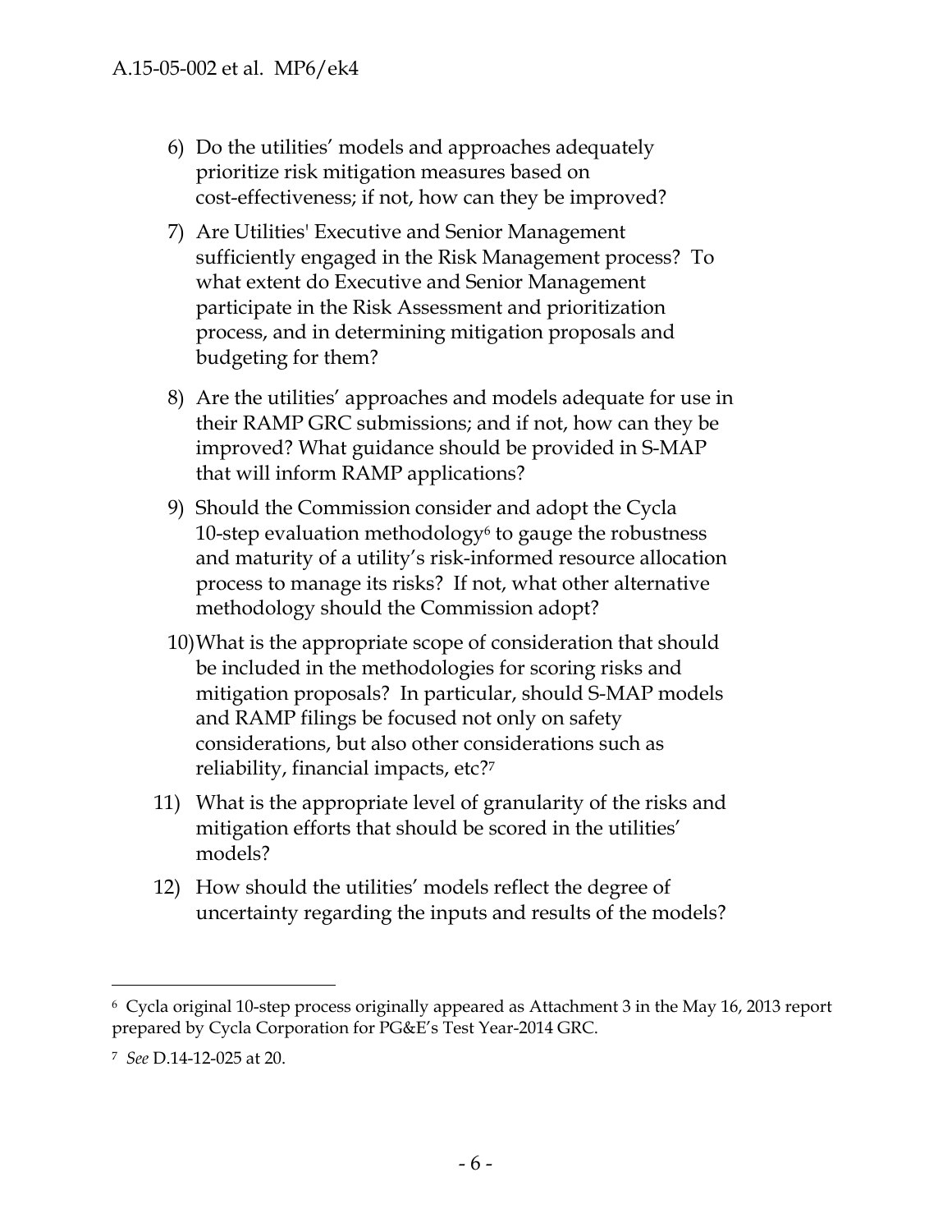6) Do the utilities' models and approaches adequately prioritize risk mitigation measures based on cost-effectiveness; if not, how can they be improved?

7) Are Utilities' Executive and Senior Management sufficiently engaged in the Risk Management process? To what extent do Executive and Senior Management participate in the Risk Assessment and prioritization process, and in determining mitigation proposals and budgeting for them?

8) Are the utilities' approaches and models adequate for use in their RAMP GRC submissions; and if not, how can they be improved? What guidance should be provided in S-MAP that will inform RAMP applications?

9) Should the Commission consider and adopt the Cycla 10-step evaluation methodology[6] to gauge the robustness and maturity of a utility's risk-informed resource allocation process to manage its risks? If not, what other alternative methodology should the Commission adopt?

10) What is the appropriate scope of consideration that should be included in the methodologies for scoring risks and mitigation proposals? In particular, should S-MAP models and RAMP filings be focused not only on safety considerations, but also other considerations such as reliability, financial impacts, etc?[7]

11) What is the appropriate level of granularity of the risks and mitigation efforts that should be scored in the utilities' models?

12) How should the utilities' models reflect the degree of uncertainty regarding the inputs and results of the models?

---

[6] Cycla original 10-step process originally appeared as Attachment 3 in the May 16, 2013 report prepared by Cycla Corporation for PG&E's Test Year-2014 GRC.

[7] *See* D.14-12-025 at 20.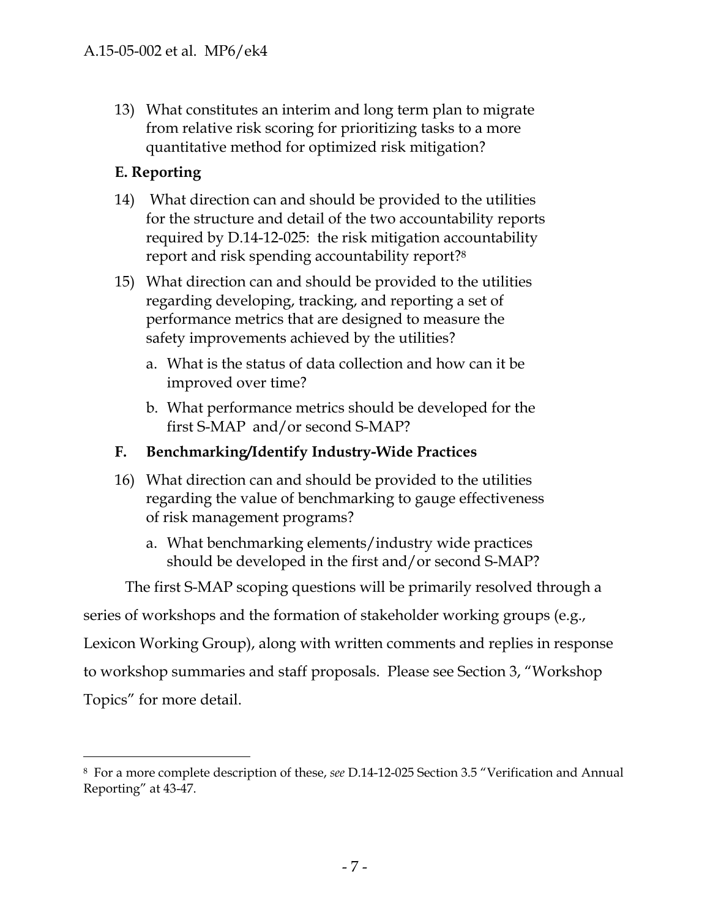13) What constitutes an interim and long term plan to migrate from relative risk scoring for prioritizing tasks to a more quantitative method for optimized risk mitigation?

**E. Reporting**

14) What direction can and should be provided to the utilities for the structure and detail of the two accountability reports required by D.14-12-025: the risk mitigation accountability report and risk spending accountability report?[8]

15) What direction can and should be provided to the utilities regarding developing, tracking, and reporting a set of performance metrics that are designed to measure the safety improvements achieved by the utilities?

    a. What is the status of data collection and how can it be improved over time?

    b. What performance metrics should be developed for the first S-MAP and/or second S-MAP?

**F. Benchmarking/Identify Industry-Wide Practices**

16) What direction can and should be provided to the utilities regarding the value of benchmarking to gauge effectiveness of risk management programs?

    a. What benchmarking elements/industry wide practices should be developed in the first and/or second S-MAP?

The first S-MAP scoping questions will be primarily resolved through a series of workshops and the formation of stakeholder working groups (e.g., Lexicon Working Group), along with written comments and replies in response to workshop summaries and staff proposals. Please see Section 3, "Workshop Topics" for more detail.

---

[8] For a more complete description of these, *see* D.14-12-025 Section 3.5 "Verification and Annual Reporting" at 43-47.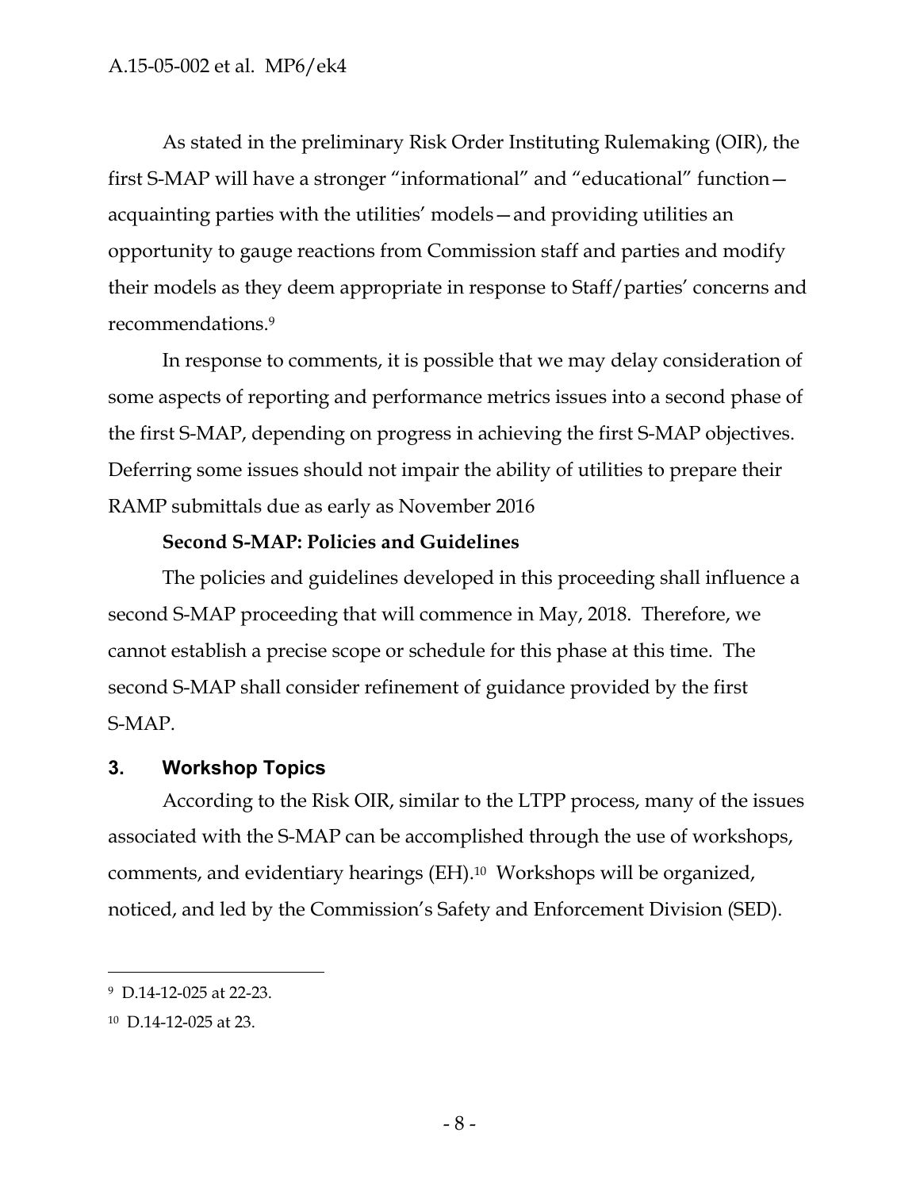As stated in the preliminary Risk Order Instituting Rulemaking (OIR), the first S-MAP will have a stronger "informational" and "educational" function—acquainting parties with the utilities' models—and providing utilities an opportunity to gauge reactions from Commission staff and parties and modify their models as they deem appropriate in response to Staff/parties' concerns and recommendations.[9]

In response to comments, it is possible that we may delay consideration of some aspects of reporting and performance metrics issues into a second phase of the first S-MAP, depending on progress in achieving the first S-MAP objectives. Deferring some issues should not impair the ability of utilities to prepare their RAMP submittals due as early as November 2016

**Second S-MAP: Policies and Guidelines**

The policies and guidelines developed in this proceeding shall influence a second S-MAP proceeding that will commence in May, 2018. Therefore, we cannot establish a precise scope or schedule for this phase at this time. The second S-MAP shall consider refinement of guidance provided by the first S-MAP.

## 3. Workshop Topics

According to the Risk OIR, similar to the LTPP process, many of the issues associated with the S-MAP can be accomplished through the use of workshops, comments, and evidentiary hearings (EH).[10] Workshops will be organized, noticed, and led by the Commission's Safety and Enforcement Division (SED).

---

[9] D.14-12-025 at 22-23.

[10] D.14-12-025 at 23.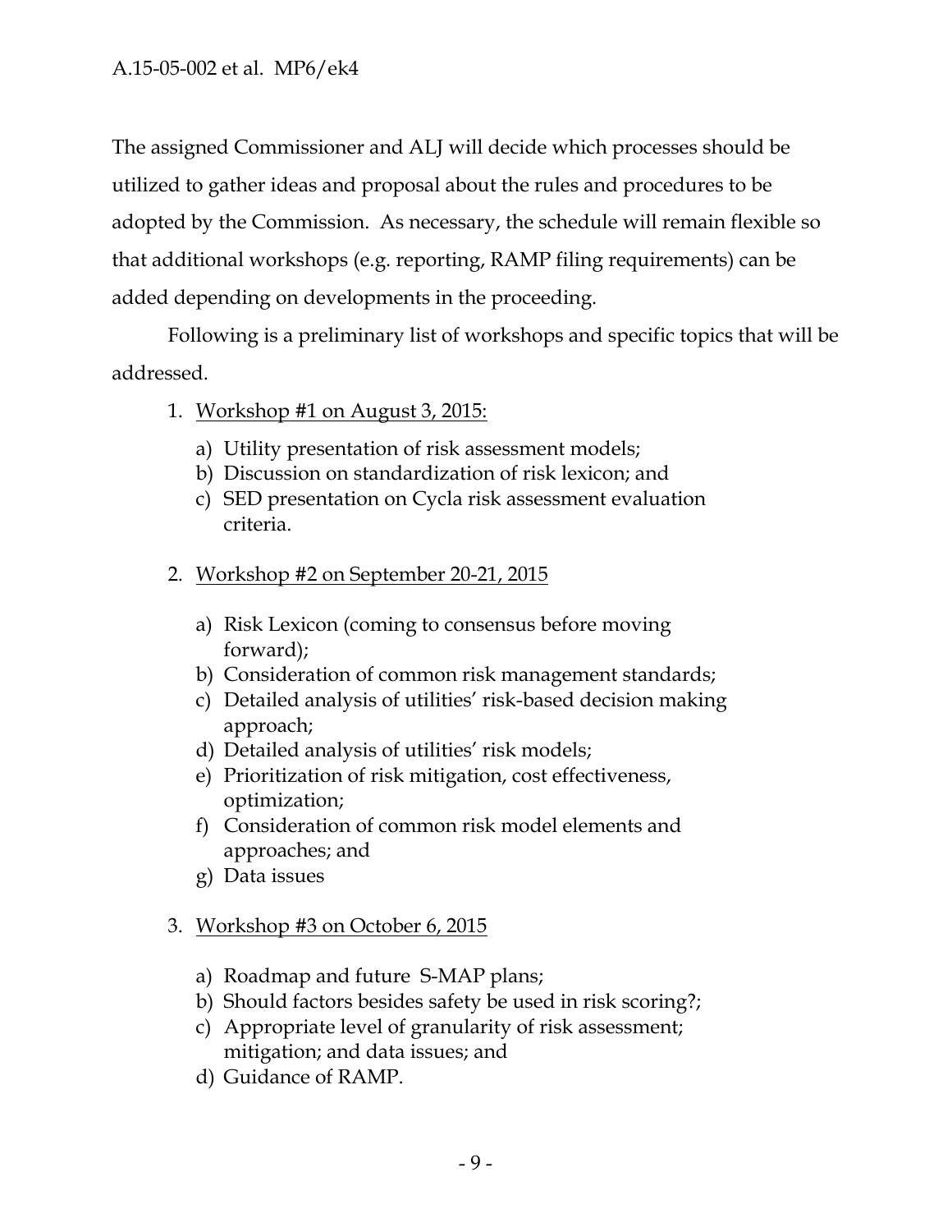The assigned Commissioner and ALJ will decide which processes should be utilized to gather ideas and proposal about the rules and procedures to be adopted by the Commission. As necessary, the schedule will remain flexible so that additional workshops (e.g. reporting, RAMP filing requirements) can be added depending on developments in the proceeding.

Following is a preliminary list of workshops and specific topics that will be addressed.

1. <u>Workshop #1 on August 3, 2015:</u>
   a) Utility presentation of risk assessment models;
   b) Discussion on standardization of risk lexicon; and
   c) SED presentation on Cycla risk assessment evaluation criteria.

2. <u>Workshop #2 on September 20-21, 2015</u>
   a) Risk Lexicon (coming to consensus before moving forward);
   b) Consideration of common risk management standards;
   c) Detailed analysis of utilities' risk-based decision making approach;
   d) Detailed analysis of utilities' risk models;
   e) Prioritization of risk mitigation, cost effectiveness, optimization;
   f) Consideration of common risk model elements and approaches; and
   g) Data issues

3. <u>Workshop #3 on October 6, 2015</u>
   a) Roadmap and future S-MAP plans;
   b) Should factors besides safety be used in risk scoring?;
   c) Appropriate level of granularity of risk assessment; mitigation; and data issues; and
   d) Guidance of RAMP.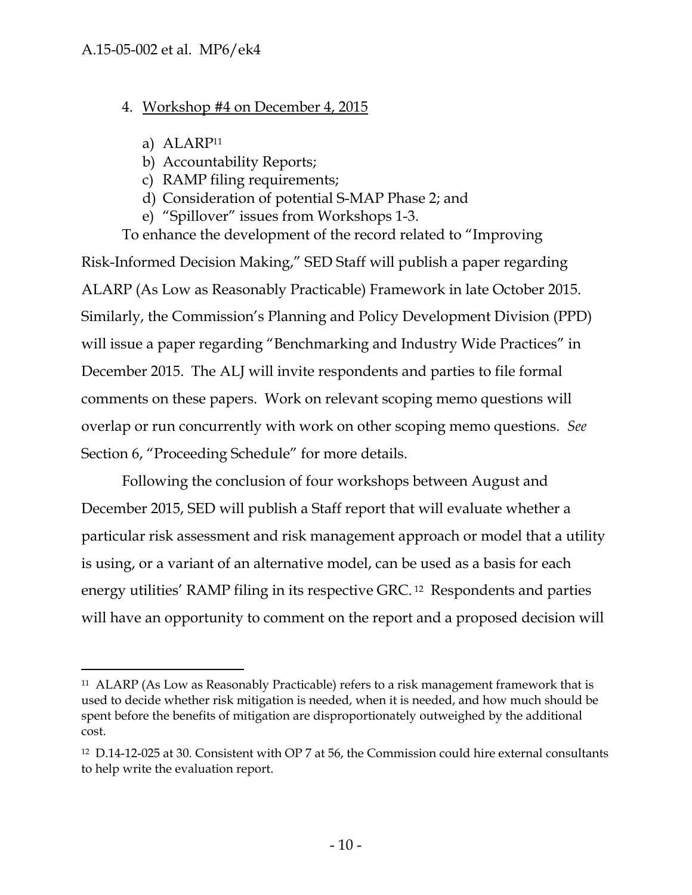4. Workshop #4 on December 4, 2015

    a) ALARP[11]
    b) Accountability Reports;
    c) RAMP filing requirements;
    d) Consideration of potential S-MAP Phase 2; and
    e) "Spillover" issues from Workshops 1-3.

To enhance the development of the record related to "Improving Risk-Informed Decision Making," SED Staff will publish a paper regarding ALARP (As Low as Reasonably Practicable) Framework in late October 2015. Similarly, the Commission's Planning and Policy Development Division (PPD) will issue a paper regarding "Benchmarking and Industry Wide Practices" in December 2015. The ALJ will invite respondents and parties to file formal comments on these papers. Work on relevant scoping memo questions will overlap or run concurrently with work on other scoping memo questions. *See* Section 6, "Proceeding Schedule" for more details.

Following the conclusion of four workshops between August and December 2015, SED will publish a Staff report that will evaluate whether a particular risk assessment and risk management approach or model that a utility is using, or a variant of an alternative model, can be used as a basis for each energy utilities' RAMP filing in its respective GRC.[12] Respondents and parties will have an opportunity to comment on the report and a proposed decision will

---

[11] ALARP (As Low as Reasonably Practicable) refers to a risk management framework that is used to decide whether risk mitigation is needed, when it is needed, and how much should be spent before the benefits of mitigation are disproportionately outweighed by the additional cost.

[12] D.14-12-025 at 30. Consistent with OP 7 at 56, the Commission could hire external consultants to help write the evaluation report.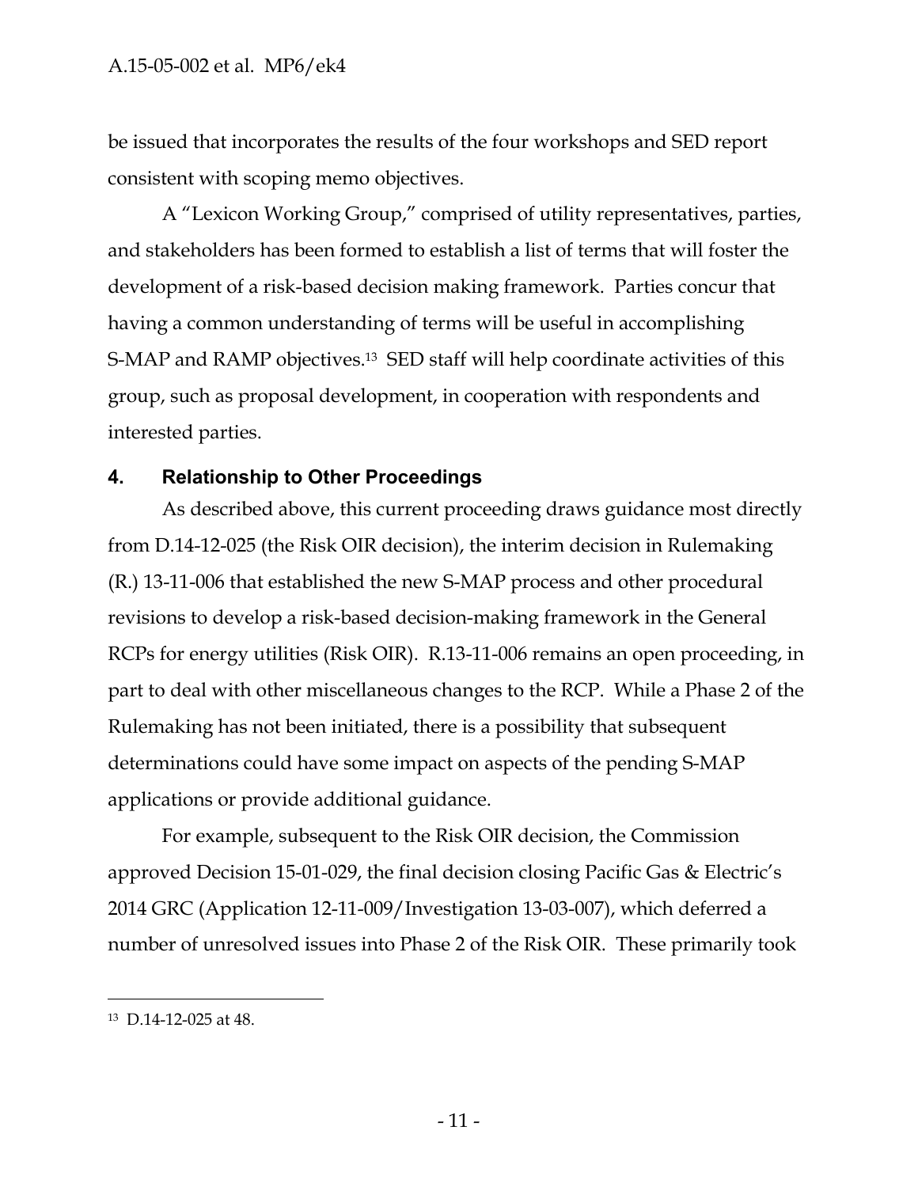be issued that incorporates the results of the four workshops and SED report consistent with scoping memo objectives.

A "Lexicon Working Group," comprised of utility representatives, parties, and stakeholders has been formed to establish a list of terms that will foster the development of a risk-based decision making framework. Parties concur that having a common understanding of terms will be useful in accomplishing S-MAP and RAMP objectives.[13] SED staff will help coordinate activities of this group, such as proposal development, in cooperation with respondents and interested parties.

## 4. Relationship to Other Proceedings

As described above, this current proceeding draws guidance most directly from D.14-12-025 (the Risk OIR decision), the interim decision in Rulemaking (R.) 13-11-006 that established the new S-MAP process and other procedural revisions to develop a risk-based decision-making framework in the General RCPs for energy utilities (Risk OIR). R.13-11-006 remains an open proceeding, in part to deal with other miscellaneous changes to the RCP. While a Phase 2 of the Rulemaking has not been initiated, there is a possibility that subsequent determinations could have some impact on aspects of the pending S-MAP applications or provide additional guidance.

For example, subsequent to the Risk OIR decision, the Commission approved Decision 15-01-029, the final decision closing Pacific Gas & Electric's 2014 GRC (Application 12-11-009/Investigation 13-03-007), which deferred a number of unresolved issues into Phase 2 of the Risk OIR. These primarily took

---

[13] D.14-12-025 at 48.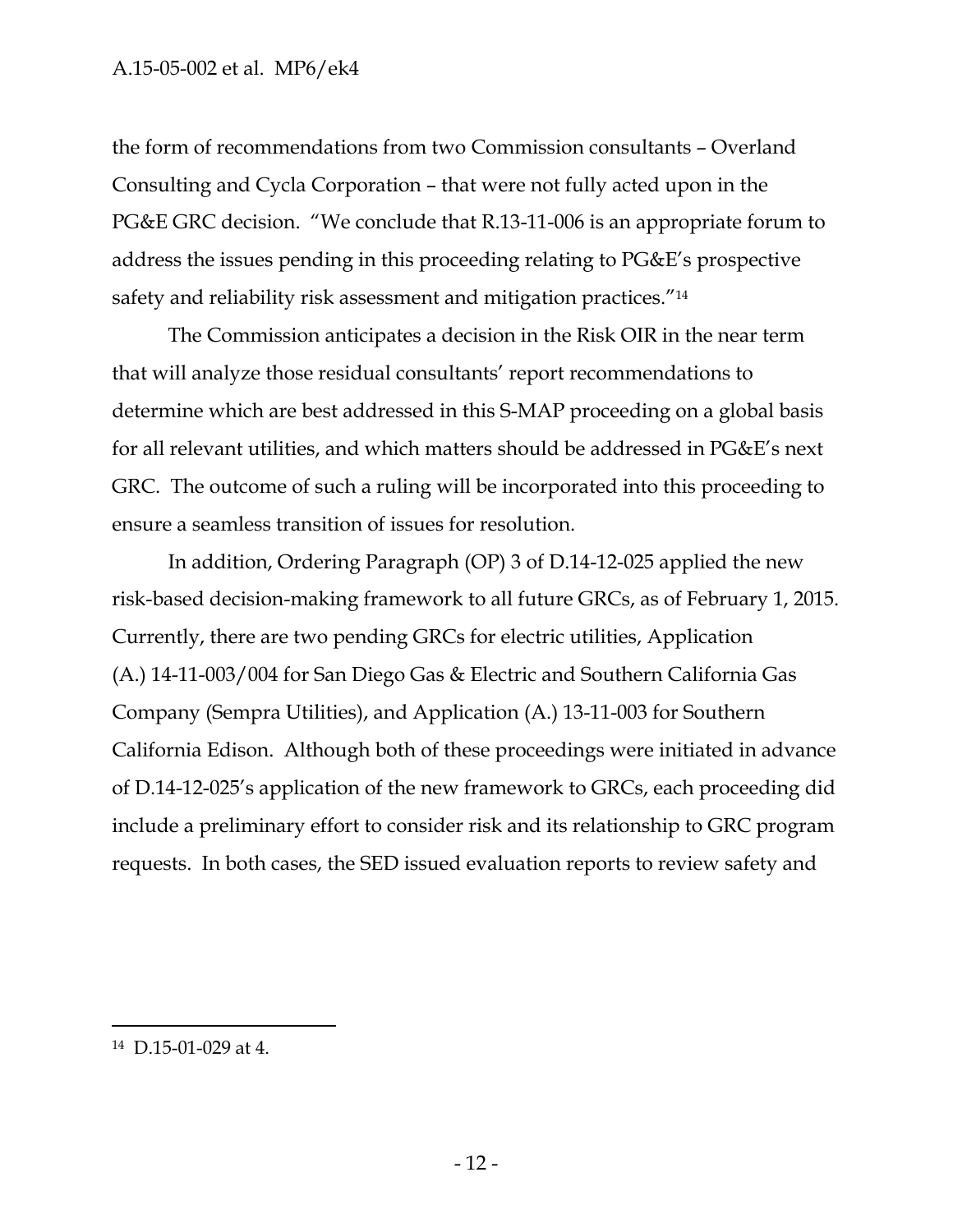the form of recommendations from two Commission consultants – Overland Consulting and Cycla Corporation – that were not fully acted upon in the PG&E GRC decision. "We conclude that R.13-11-006 is an appropriate forum to address the issues pending in this proceeding relating to PG&E's prospective safety and reliability risk assessment and mitigation practices."[14]

The Commission anticipates a decision in the Risk OIR in the near term that will analyze those residual consultants' report recommendations to determine which are best addressed in this S-MAP proceeding on a global basis for all relevant utilities, and which matters should be addressed in PG&E's next GRC. The outcome of such a ruling will be incorporated into this proceeding to ensure a seamless transition of issues for resolution.

In addition, Ordering Paragraph (OP) 3 of D.14-12-025 applied the new risk-based decision-making framework to all future GRCs, as of February 1, 2015. Currently, there are two pending GRCs for electric utilities, Application (A.) 14-11-003/004 for San Diego Gas & Electric and Southern California Gas Company (Sempra Utilities), and Application (A.) 13-11-003 for Southern California Edison. Although both of these proceedings were initiated in advance of D.14-12-025's application of the new framework to GRCs, each proceeding did include a preliminary effort to consider risk and its relationship to GRC program requests. In both cases, the SED issued evaluation reports to review safety and

---

[14] D.15-01-029 at 4.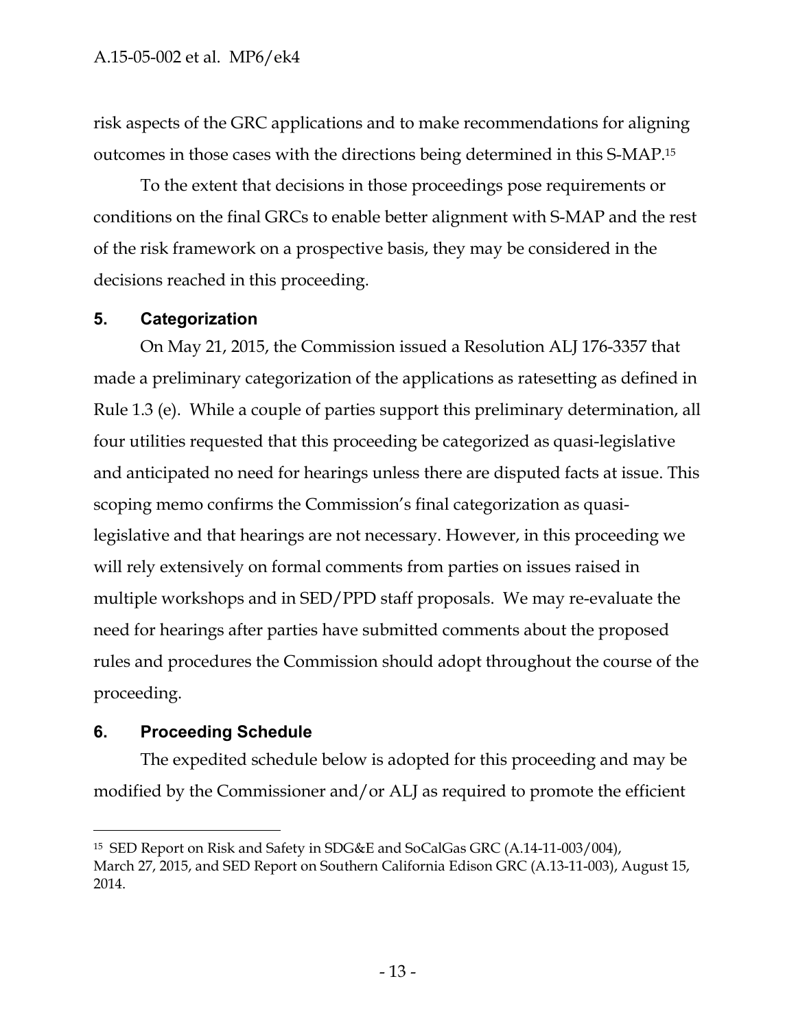risk aspects of the GRC applications and to make recommendations for aligning outcomes in those cases with the directions being determined in this S-MAP.[15]

To the extent that decisions in those proceedings pose requirements or conditions on the final GRCs to enable better alignment with S-MAP and the rest of the risk framework on a prospective basis, they may be considered in the decisions reached in this proceeding.

## 5. Categorization

On May 21, 2015, the Commission issued a Resolution ALJ 176-3357 that made a preliminary categorization of the applications as ratesetting as defined in Rule 1.3 (e). While a couple of parties support this preliminary determination, all four utilities requested that this proceeding be categorized as quasi-legislative and anticipated no need for hearings unless there are disputed facts at issue. This scoping memo confirms the Commission's final categorization as quasi-legislative and that hearings are not necessary. However, in this proceeding we will rely extensively on formal comments from parties on issues raised in multiple workshops and in SED/PPD staff proposals. We may re-evaluate the need for hearings after parties have submitted comments about the proposed rules and procedures the Commission should adopt throughout the course of the proceeding.

## 6. Proceeding Schedule

The expedited schedule below is adopted for this proceeding and may be modified by the Commissioner and/or ALJ as required to promote the efficient

---

[15] SED Report on Risk and Safety in SDG&E and SoCalGas GRC (A.14-11-003/004), March 27, 2015, and SED Report on Southern California Edison GRC (A.13-11-003), August 15, 2014.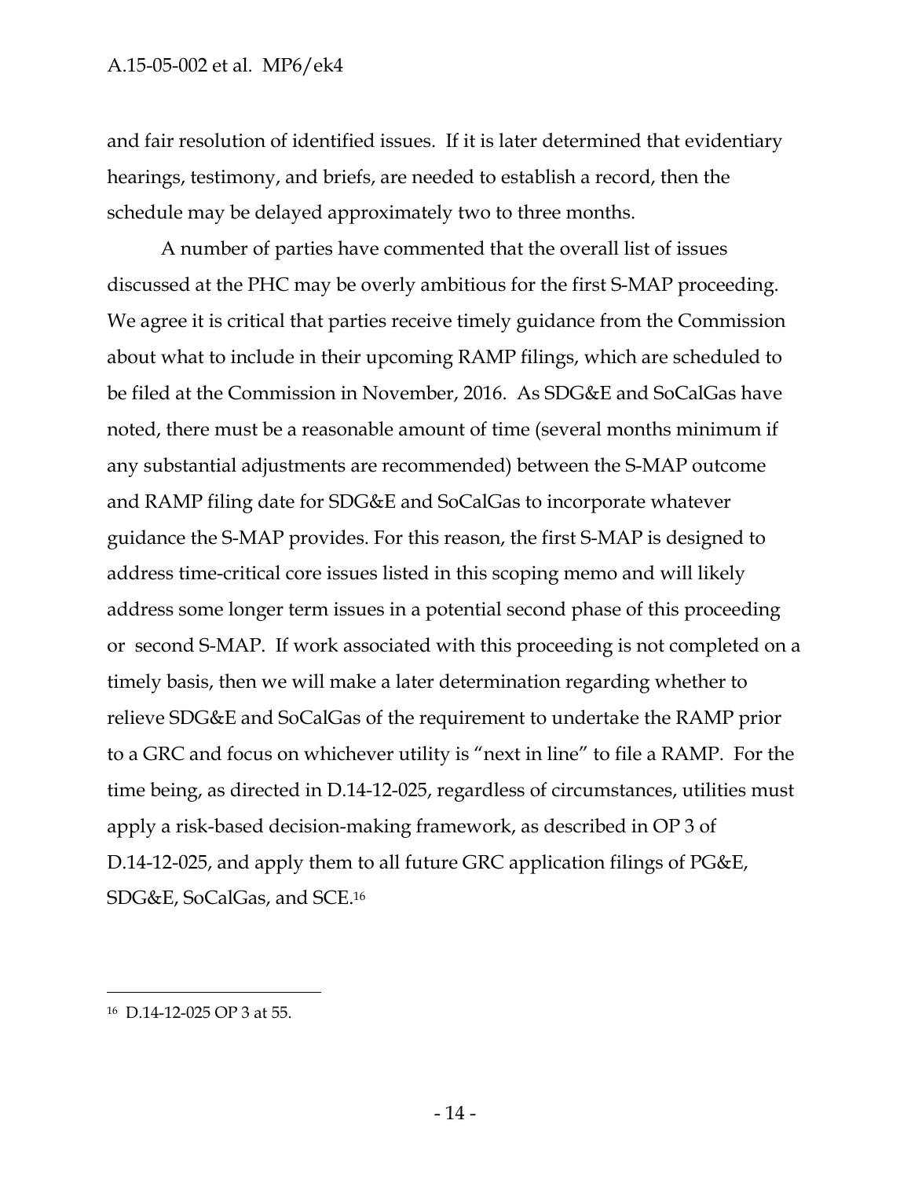and fair resolution of identified issues. If it is later determined that evidentiary hearings, testimony, and briefs, are needed to establish a record, then the schedule may be delayed approximately two to three months.

A number of parties have commented that the overall list of issues discussed at the PHC may be overly ambitious for the first S-MAP proceeding. We agree it is critical that parties receive timely guidance from the Commission about what to include in their upcoming RAMP filings, which are scheduled to be filed at the Commission in November, 2016. As SDG&E and SoCalGas have noted, there must be a reasonable amount of time (several months minimum if any substantial adjustments are recommended) between the S-MAP outcome and RAMP filing date for SDG&E and SoCalGas to incorporate whatever guidance the S-MAP provides. For this reason, the first S-MAP is designed to address time-critical core issues listed in this scoping memo and will likely address some longer term issues in a potential second phase of this proceeding or second S-MAP. If work associated with this proceeding is not completed on a timely basis, then we will make a later determination regarding whether to relieve SDG&E and SoCalGas of the requirement to undertake the RAMP prior to a GRC and focus on whichever utility is "next in line" to file a RAMP. For the time being, as directed in D.14-12-025, regardless of circumstances, utilities must apply a risk-based decision-making framework, as described in OP 3 of D.14-12-025, and apply them to all future GRC application filings of PG&E, SDG&E, SoCalGas, and SCE.[16]

---

[16] D.14-12-025 OP 3 at 55.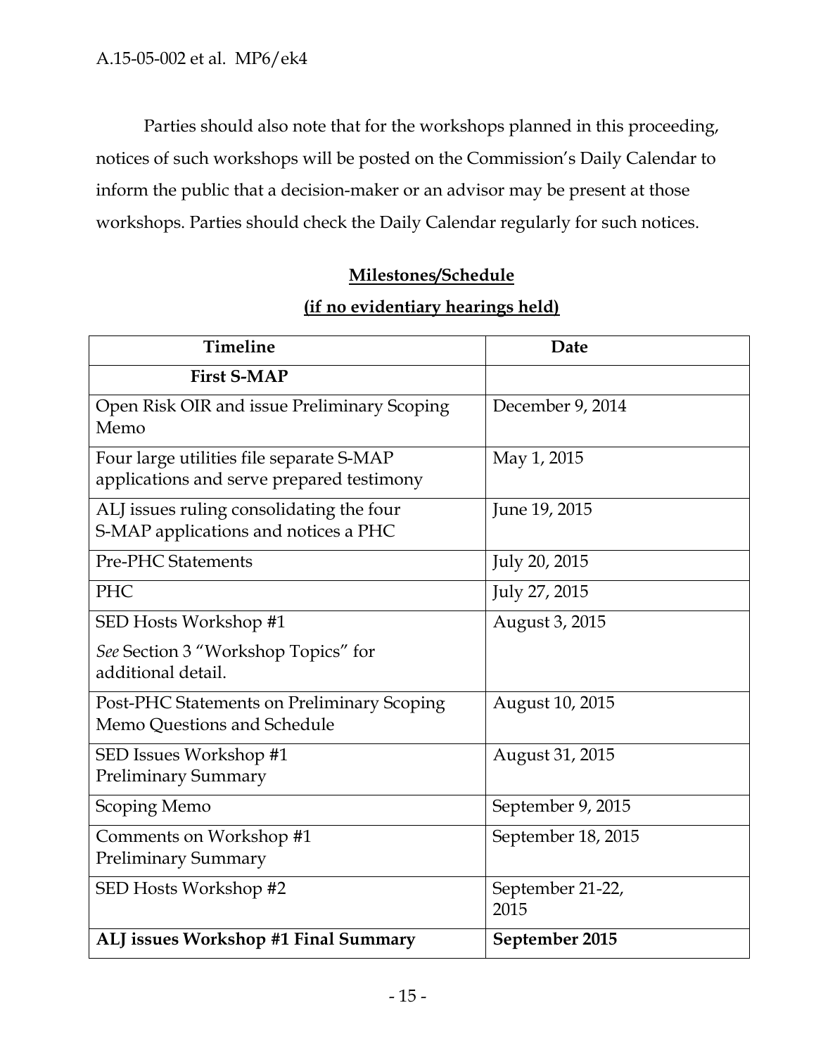Parties should also note that for the workshops planned in this proceeding, notices of such workshops will be posted on the Commission's Daily Calendar to inform the public that a decision-maker or an advisor may be present at those workshops. Parties should check the Daily Calendar regularly for such notices.

**Milestones/Schedule**

**(if no evidentiary hearings held)**

| Timeline | Date |
|---|---|
| **First S-MAP** | |
| Open Risk OIR and issue Preliminary Scoping Memo | December 9, 2014 |
| Four large utilities file separate S-MAP applications and serve prepared testimony | May 1, 2015 |
| ALJ issues ruling consolidating the four S-MAP applications and notices a PHC | June 19, 2015 |
| Pre-PHC Statements | July 20, 2015 |
| PHC | July 27, 2015 |
| SED Hosts Workshop #1<br>*See* Section 3 "Workshop Topics" for additional detail. | August 3, 2015 |
| Post-PHC Statements on Preliminary Scoping Memo Questions and Schedule | August 10, 2015 |
| SED Issues Workshop #1 Preliminary Summary | August 31, 2015 |
| Scoping Memo | September 9, 2015 |
| Comments on Workshop #1 Preliminary Summary | September 18, 2015 |
| SED Hosts Workshop #2 | September 21-22, 2015 |
| **ALJ issues Workshop #1 Final Summary** | **September 2015** |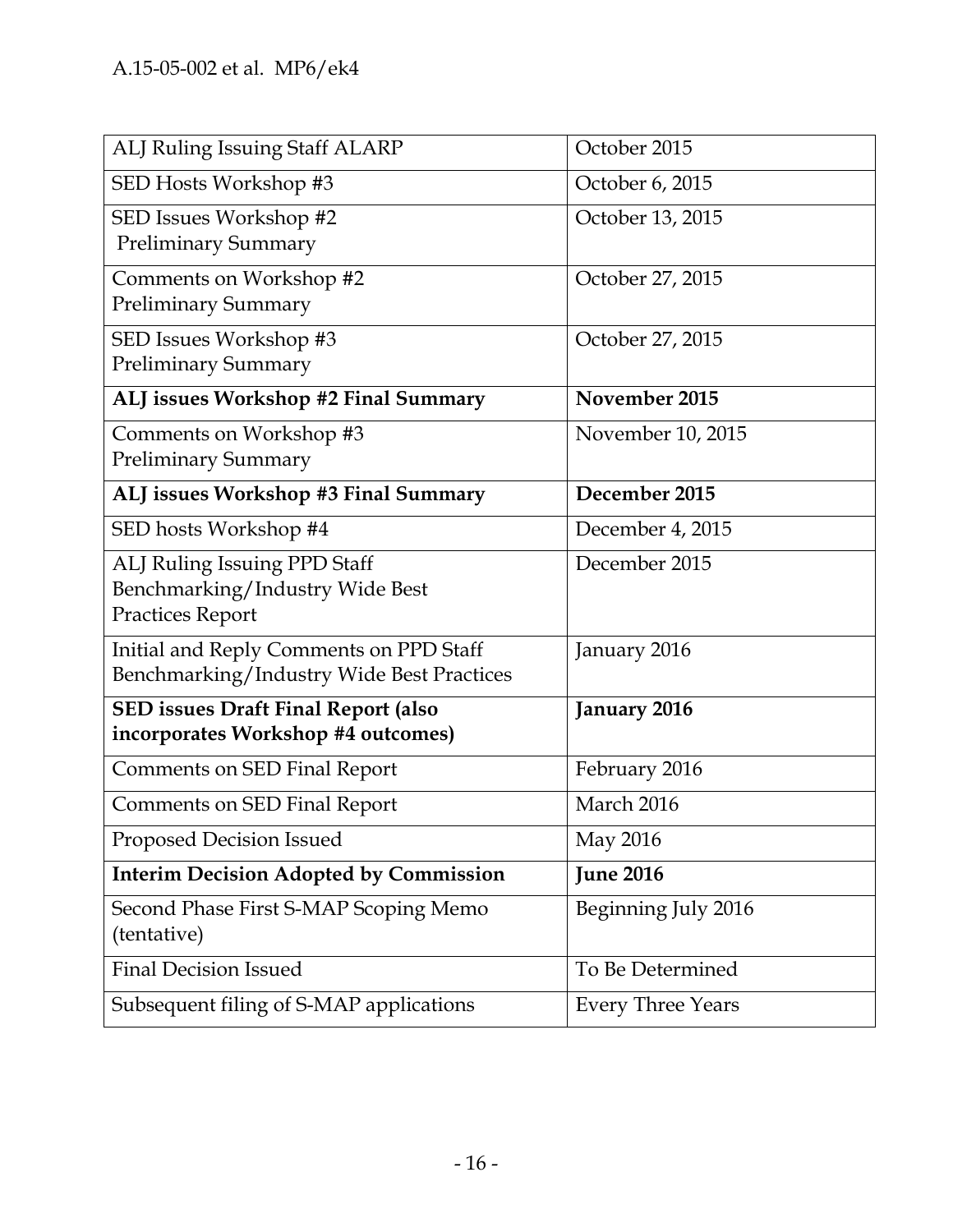| ALJ Ruling Issuing Staff ALARP | October 2015 |
|---|---|
| SED Hosts Workshop #3 | October 6, 2015 |
| SED Issues Workshop #2 Preliminary Summary | October 13, 2015 |
| Comments on Workshop #2 Preliminary Summary | October 27, 2015 |
| SED Issues Workshop #3 Preliminary Summary | October 27, 2015 |
| **ALJ issues Workshop #2 Final Summary** | **November 2015** |
| Comments on Workshop #3 Preliminary Summary | November 10, 2015 |
| **ALJ issues Workshop #3 Final Summary** | **December 2015** |
| SED hosts Workshop #4 | December 4, 2015 |
| ALJ Ruling Issuing PPD Staff Benchmarking/Industry Wide Best Practices Report | December 2015 |
| Initial and Reply Comments on PPD Staff Benchmarking/Industry Wide Best Practices | January 2016 |
| **SED issues Draft Final Report (also incorporates Workshop #4 outcomes)** | **January 2016** |
| Comments on SED Final Report | February 2016 |
| Comments on SED Final Report | March 2016 |
| Proposed Decision Issued | May 2016 |
| **Interim Decision Adopted by Commission** | **June 2016** |
| Second Phase First S-MAP Scoping Memo (tentative) | Beginning July 2016 |
| Final Decision Issued | To Be Determined |
| Subsequent filing of S-MAP applications | Every Three Years |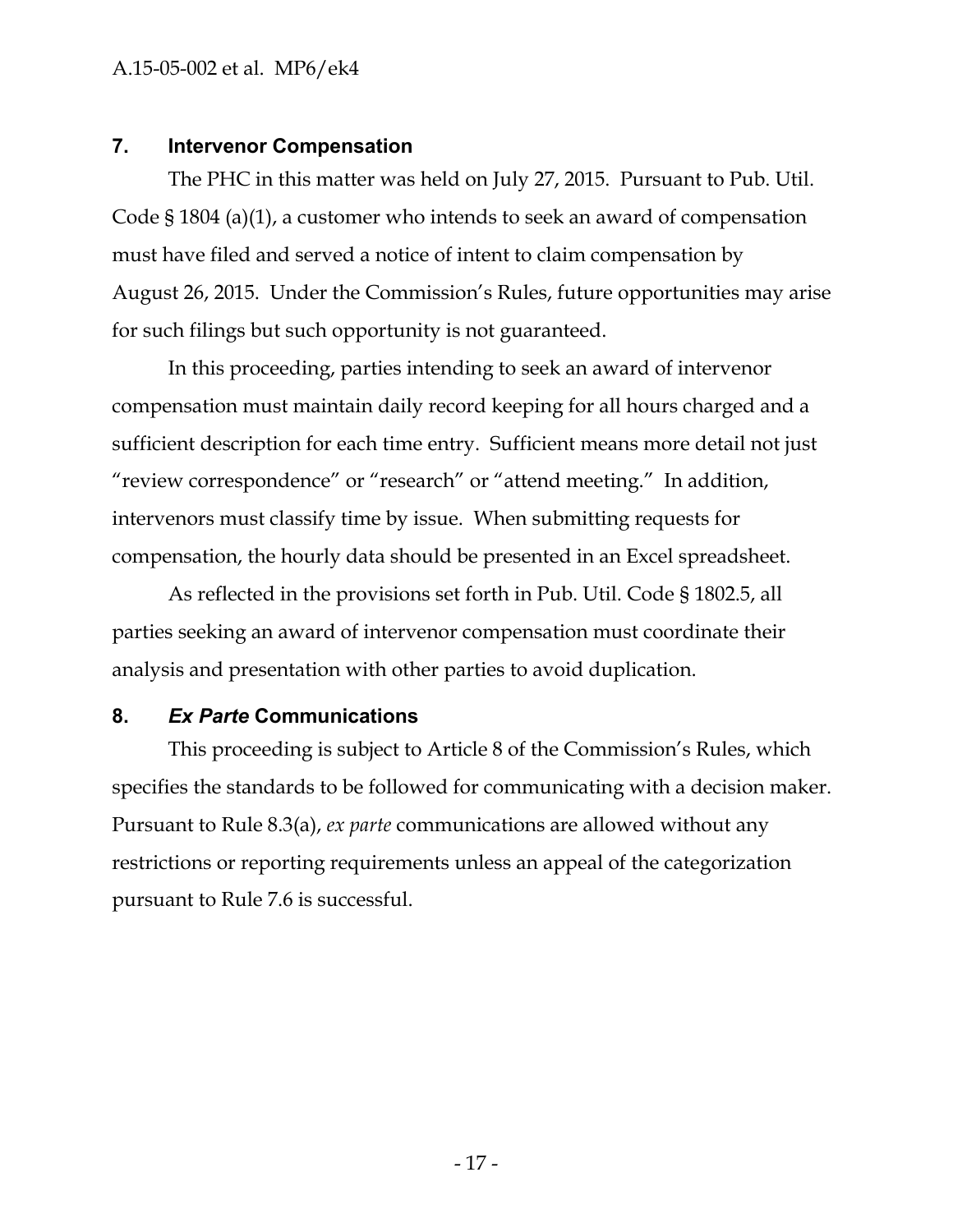## 7. Intervenor Compensation

The PHC in this matter was held on July 27, 2015. Pursuant to Pub. Util. Code § 1804 (a)(1), a customer who intends to seek an award of compensation must have filed and served a notice of intent to claim compensation by August 26, 2015. Under the Commission's Rules, future opportunities may arise for such filings but such opportunity is not guaranteed.

In this proceeding, parties intending to seek an award of intervenor compensation must maintain daily record keeping for all hours charged and a sufficient description for each time entry. Sufficient means more detail not just "review correspondence" or "research" or "attend meeting." In addition, intervenors must classify time by issue. When submitting requests for compensation, the hourly data should be presented in an Excel spreadsheet.

As reflected in the provisions set forth in Pub. Util. Code § 1802.5, all parties seeking an award of intervenor compensation must coordinate their analysis and presentation with other parties to avoid duplication.

## 8. *Ex Parte* Communications

This proceeding is subject to Article 8 of the Commission's Rules, which specifies the standards to be followed for communicating with a decision maker. Pursuant to Rule 8.3(a), *ex parte* communications are allowed without any restrictions or reporting requirements unless an appeal of the categorization pursuant to Rule 7.6 is successful.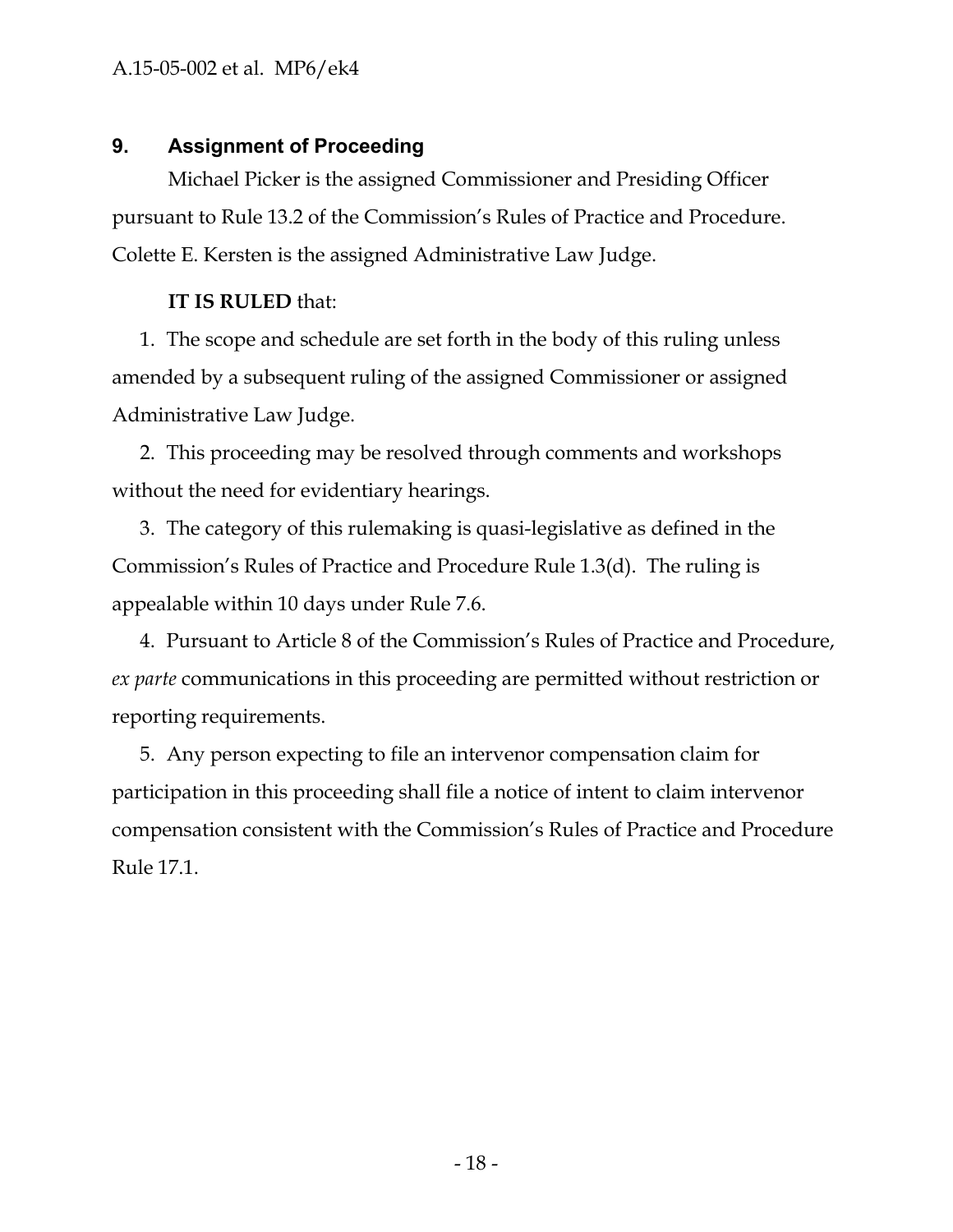## 9. Assignment of Proceeding

Michael Picker is the assigned Commissioner and Presiding Officer pursuant to Rule 13.2 of the Commission's Rules of Practice and Procedure. Colette E. Kersten is the assigned Administrative Law Judge.

**IT IS RULED** that:

1. The scope and schedule are set forth in the body of this ruling unless amended by a subsequent ruling of the assigned Commissioner or assigned Administrative Law Judge.
2. This proceeding may be resolved through comments and workshops without the need for evidentiary hearings.
3. The category of this rulemaking is quasi-legislative as defined in the Commission's Rules of Practice and Procedure Rule 1.3(d). The ruling is appealable within 10 days under Rule 7.6.
4. Pursuant to Article 8 of the Commission's Rules of Practice and Procedure, *ex parte* communications in this proceeding are permitted without restriction or reporting requirements.
5. Any person expecting to file an intervenor compensation claim for participation in this proceeding shall file a notice of intent to claim intervenor compensation consistent with the Commission's Rules of Practice and Procedure Rule 17.1.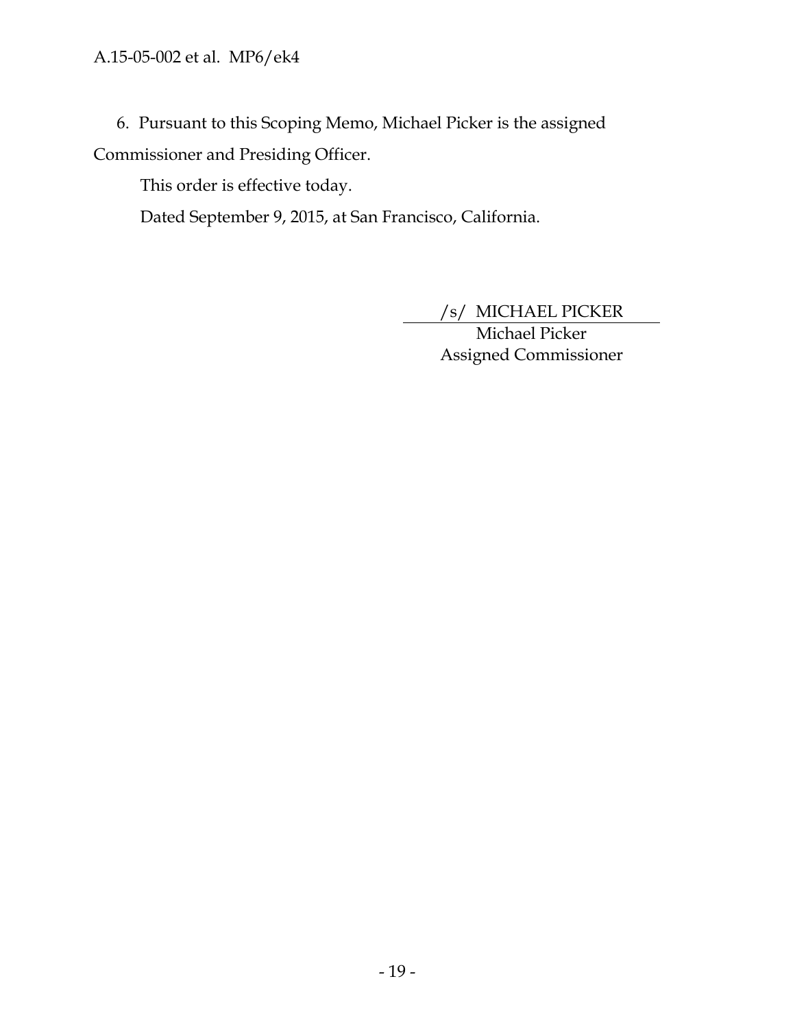6. Pursuant to this Scoping Memo, Michael Picker is the assigned Commissioner and Presiding Officer.

This order is effective today.

Dated September 9, 2015, at San Francisco, California.

/s/ MICHAEL PICKER

Michael Picker

Assigned Commissioner